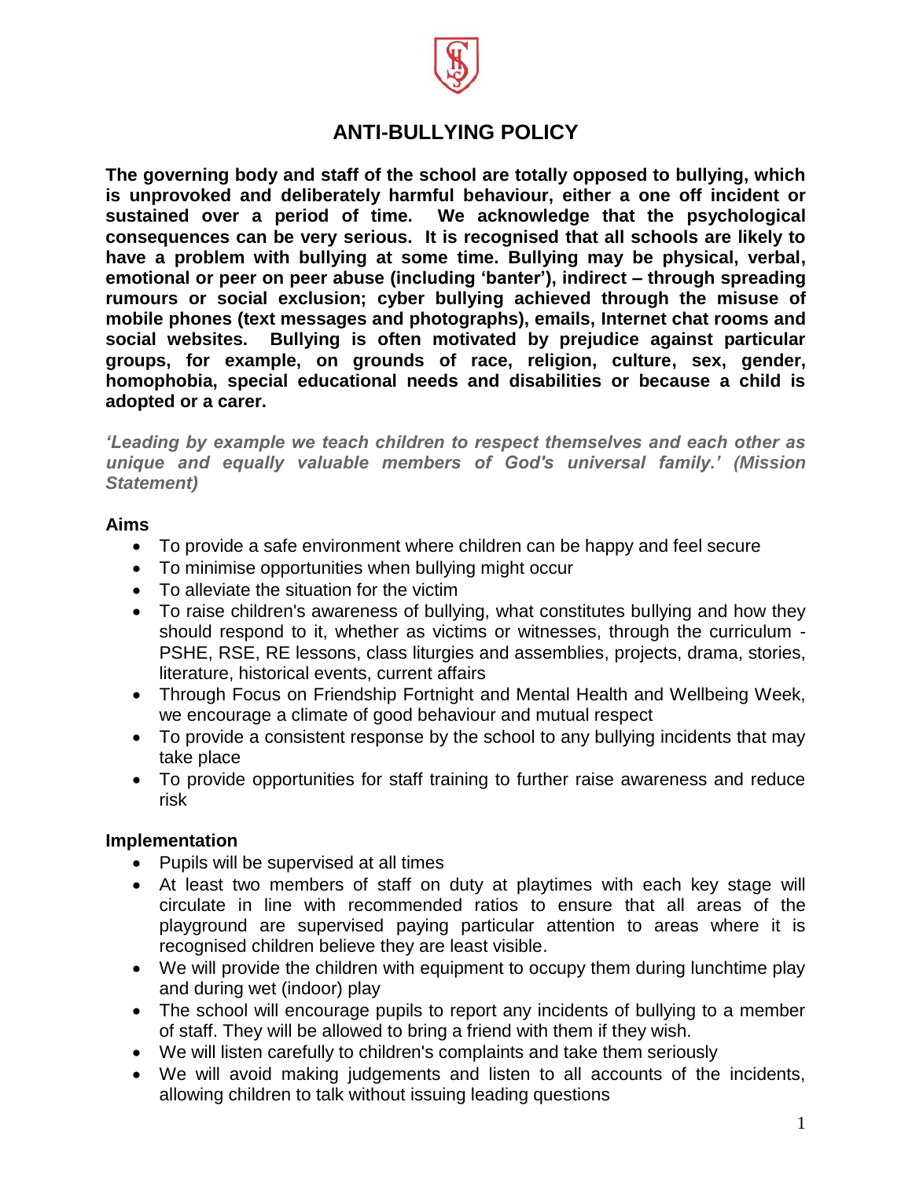# ANTI-BULLYING POLICY

**The governing body and staff of the school are totally opposed to bullying, which is unprovoked and deliberately harmful behaviour, either a one off incident or sustained over a period of time. We acknowledge that the psychological consequences can be very serious. It is recognised that all schools are likely to have a problem with bullying at some time. Bullying may be physical, verbal, emotional or peer on peer abuse (including 'banter'), indirect – through spreading rumours or social exclusion; cyber bullying achieved through the misuse of mobile phones (text messages and photographs), emails, Internet chat rooms and social websites. Bullying is often motivated by prejudice against particular groups, for example, on grounds of race, religion, culture, sex, gender, homophobia, special educational needs and disabilities or because a child is adopted or a carer.**

***'Leading by example we teach children to respect themselves and each other as unique and equally valuable members of God's universal family.' (Mission Statement)***

### Aims

- To provide a safe environment where children can be happy and feel secure
- To minimise opportunities when bullying might occur
- To alleviate the situation for the victim
- To raise children's awareness of bullying, what constitutes bullying and how they should respond to it, whether as victims or witnesses, through the curriculum - PSHE, RSE, RE lessons, class liturgies and assemblies, projects, drama, stories, literature, historical events, current affairs
- Through Focus on Friendship Fortnight and Mental Health and Wellbeing Week, we encourage a climate of good behaviour and mutual respect
- To provide a consistent response by the school to any bullying incidents that may take place
- To provide opportunities for staff training to further raise awareness and reduce risk

### Implementation

- Pupils will be supervised at all times
- At least two members of staff on duty at playtimes with each key stage will circulate in line with recommended ratios to ensure that all areas of the playground are supervised paying particular attention to areas where it is recognised children believe they are least visible.
- We will provide the children with equipment to occupy them during lunchtime play and during wet (indoor) play
- The school will encourage pupils to report any incidents of bullying to a member of staff. They will be allowed to bring a friend with them if they wish.
- We will listen carefully to children's complaints and take them seriously
- We will avoid making judgements and listen to all accounts of the incidents, allowing children to talk without issuing leading questions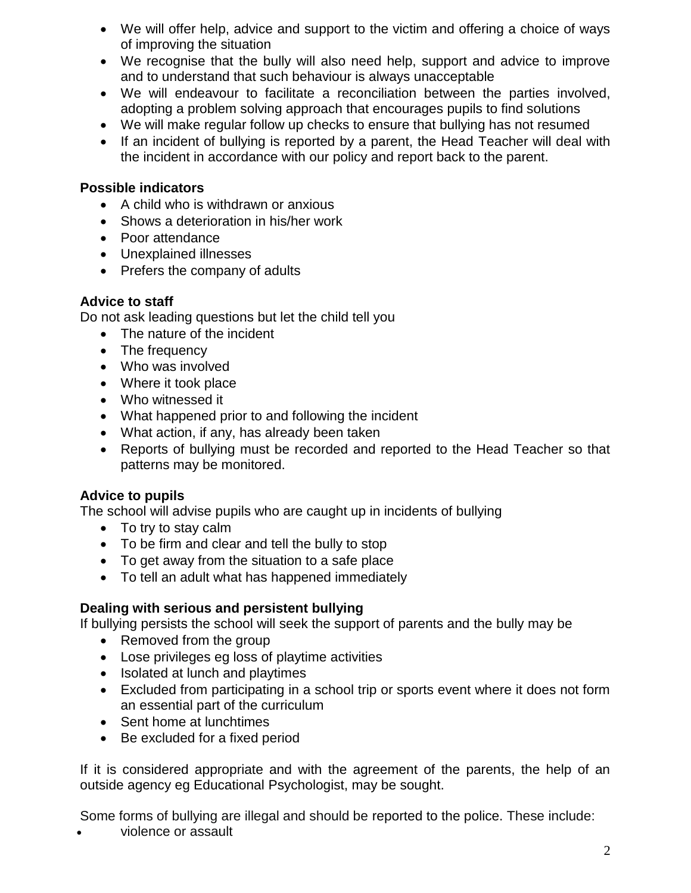- We will offer help, advice and support to the victim and offering a choice of ways of improving the situation
- We recognise that the bully will also need help, support and advice to improve and to understand that such behaviour is always unacceptable
- We will endeavour to facilitate a reconciliation between the parties involved, adopting a problem solving approach that encourages pupils to find solutions
- We will make regular follow up checks to ensure that bullying has not resumed
- If an incident of bullying is reported by a parent, the Head Teacher will deal with the incident in accordance with our policy and report back to the parent.

**Possible indicators**

- A child who is withdrawn or anxious
- Shows a deterioration in his/her work
- Poor attendance
- Unexplained illnesses
- Prefers the company of adults

**Advice to staff**

Do not ask leading questions but let the child tell you

- The nature of the incident
- The frequency
- Who was involved
- Where it took place
- Who witnessed it
- What happened prior to and following the incident
- What action, if any, has already been taken
- Reports of bullying must be recorded and reported to the Head Teacher so that patterns may be monitored.

**Advice to pupils**

The school will advise pupils who are caught up in incidents of bullying

- To try to stay calm
- To be firm and clear and tell the bully to stop
- To get away from the situation to a safe place
- To tell an adult what has happened immediately

**Dealing with serious and persistent bullying**

If bullying persists the school will seek the support of parents and the bully may be

- Removed from the group
- Lose privileges eg loss of playtime activities
- Isolated at lunch and playtimes
- Excluded from participating in a school trip or sports event where it does not form an essential part of the curriculum
- Sent home at lunchtimes
- Be excluded for a fixed period

If it is considered appropriate and with the agreement of the parents, the help of an outside agency eg Educational Psychologist, may be sought.

Some forms of bullying are illegal and should be reported to the police. These include:

- violence or assault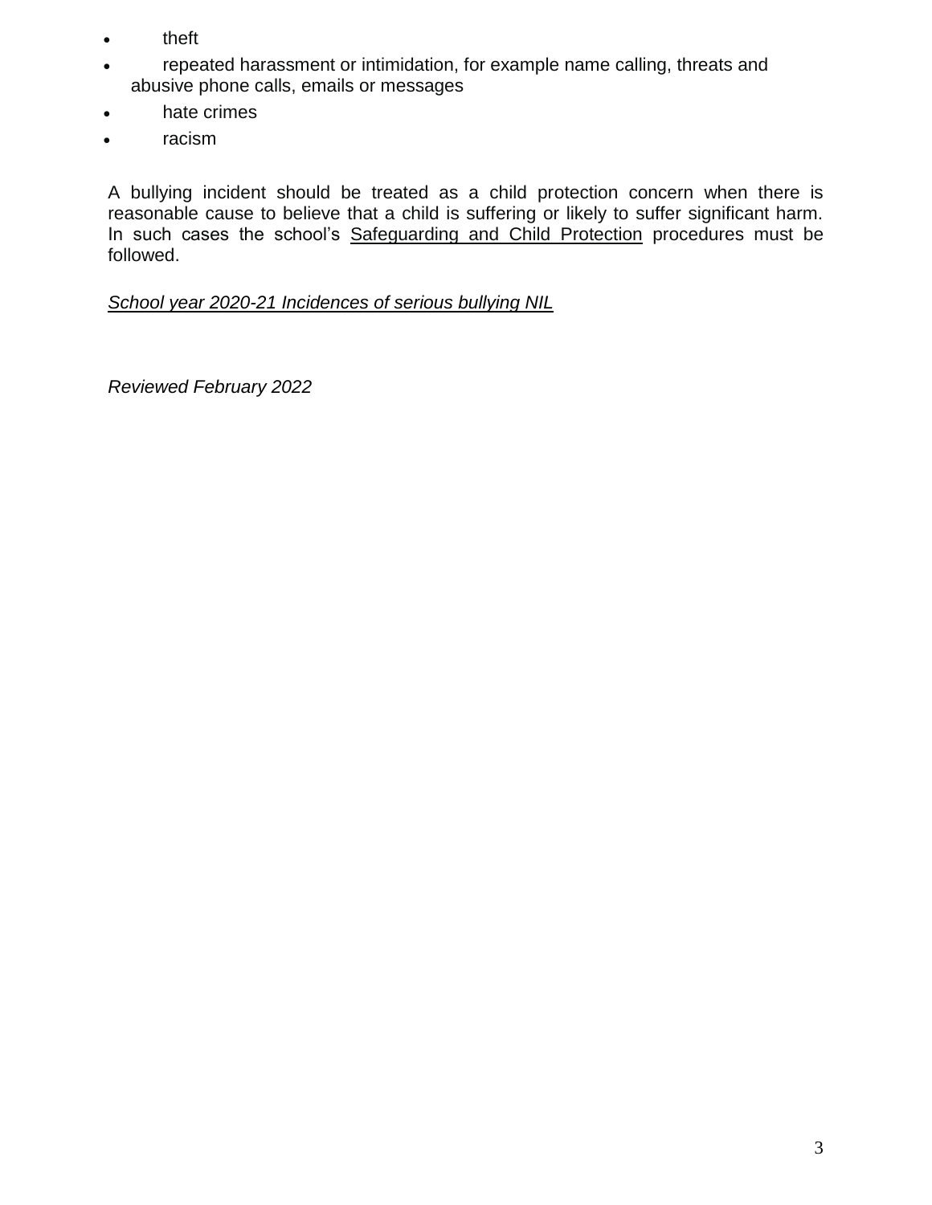- theft
- repeated harassment or intimidation, for example name calling, threats and abusive phone calls, emails or messages
- hate crimes
- racism

A bullying incident should be treated as a child protection concern when there is reasonable cause to believe that a child is suffering or likely to suffer significant harm. In such cases the school's Safeguarding and Child Protection procedures must be followed.

*School year 2020-21 Incidences of serious bullying NIL*

*Reviewed February 2022*